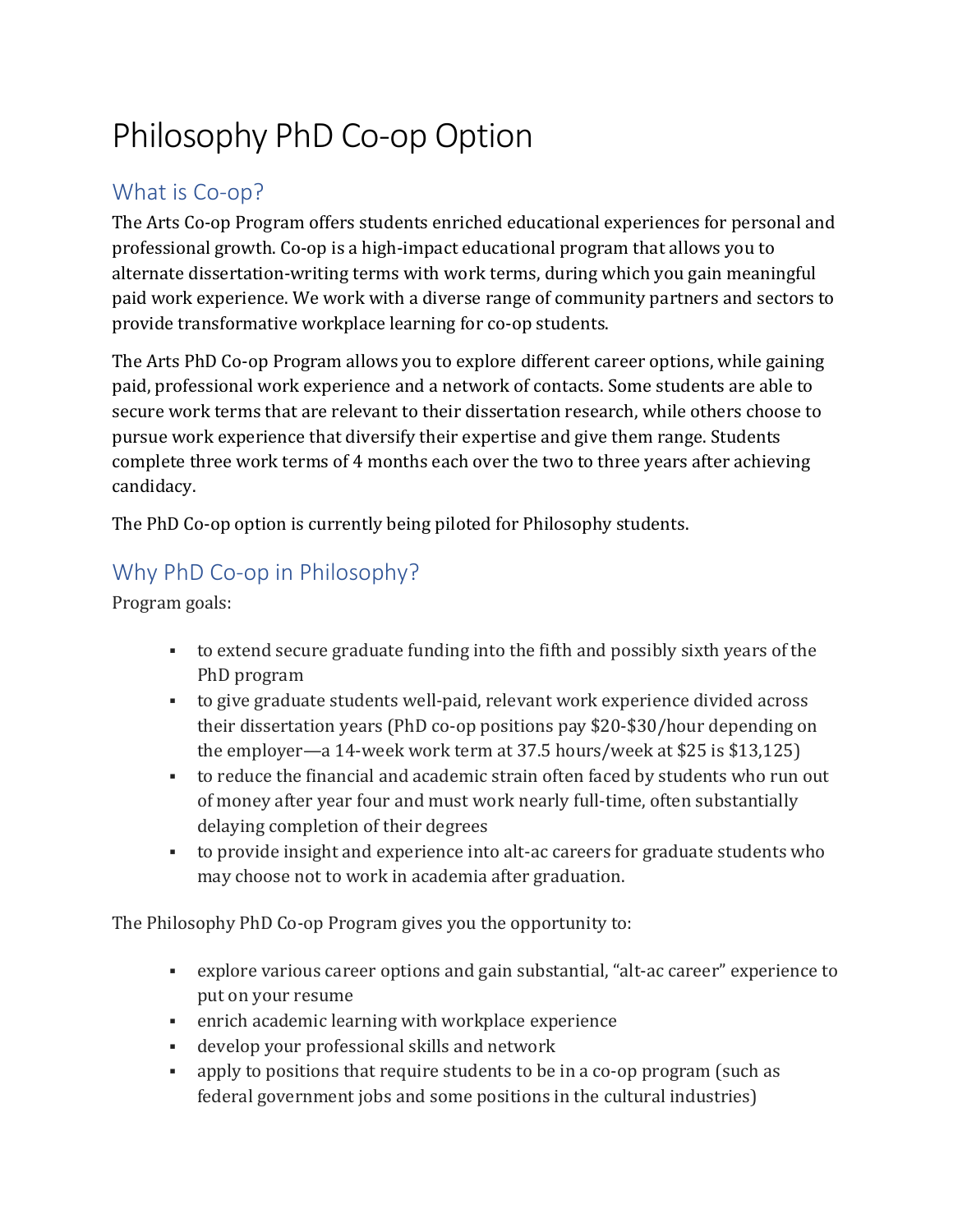# Philosophy PhD Co-op Option

## What is Co-op?

The Arts Co-op Program offers students enriched educational experiences for personal and professional growth. Co-op is a high-impact educational program that allows you to alternate dissertation-writing terms with work terms, during which you gain meaningful paid work experience. We work with a diverse range of community partners and sectors to provide transformative workplace learning for co-op students.

The Arts PhD Co-op Program allows you to explore different career options, while gaining paid, professional work experience and a network of contacts. Some students are able to secure work terms that are relevant to their dissertation research, while others choose to pursue work experience that diversify their expertise and give them range. Students complete three work terms of 4 months each over the two to three years after achieving candidacy.

The PhD Co-op option is currently being piloted for Philosophy students.

## Why PhD Co-op in Philosophy?

Program goals:

- to extend secure graduate funding into the fifth and possibly sixth years of the PhD program
- to give graduate students well-paid, relevant work experience divided across their dissertation years (PhD co-op positions pay $20-$30/hour depending on the employer—a 14-week work term at 37.5 hours/week at $25 is $13,125)
- to reduce the financial and academic strain often faced by students who run out of money after year four and must work nearly full-time, often substantially delaying completion of their degrees
- to provide insight and experience into alt-ac careers for graduate students who may choose not to work in academia after graduation.

The Philosophy PhD Co-op Program gives you the opportunity to:

- explore various career options and gain substantial, "alt-ac career" experience to put on your resume
- enrich academic learning with workplace experience
- develop your professional skills and network
- apply to positions that require students to be in a co-op program (such as federal government jobs and some positions in the cultural industries)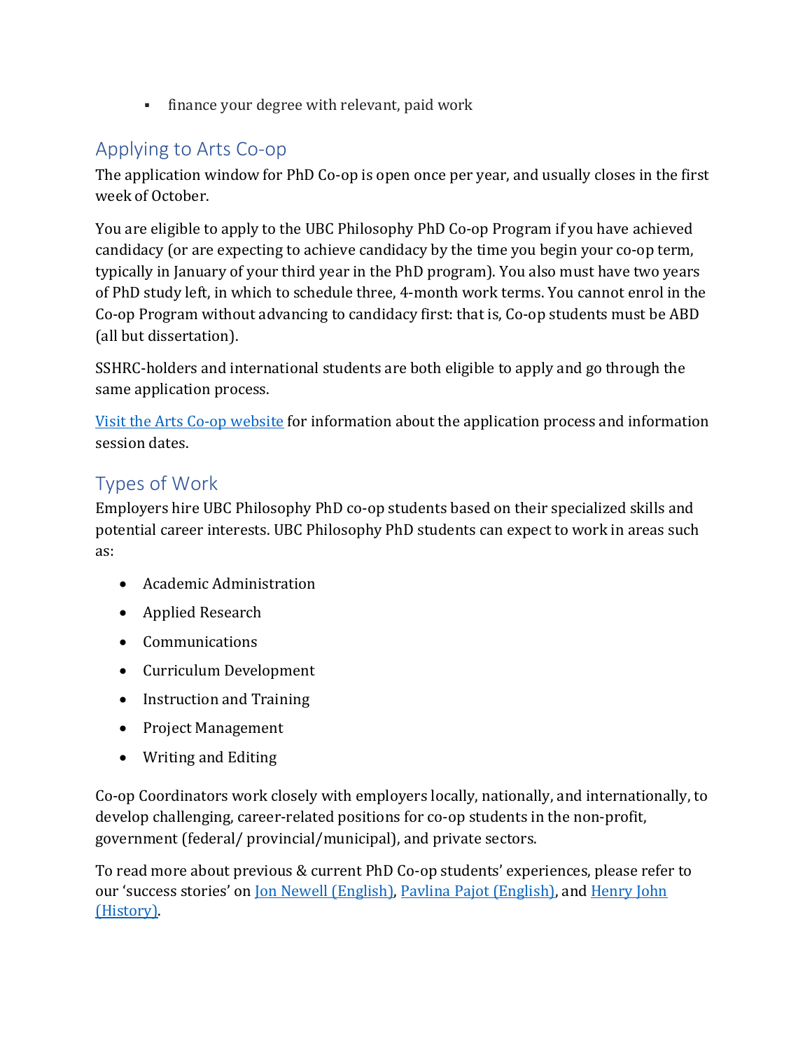- finance your degree with relevant, paid work

## Applying to Arts Co-op

The application window for PhD Co-op is open once per year, and usually closes in the first week of October.

You are eligible to apply to the UBC Philosophy PhD Co-op Program if you have achieved candidacy (or are expecting to achieve candidacy by the time you begin your co-op term, typically in January of your third year in the PhD program). You also must have two years of PhD study left, in which to schedule three, 4-month work terms. You cannot enrol in the Co-op Program without advancing to candidacy first: that is, Co-op students must be ABD (all but dissertation).

SSHRC-holders and international students are both eligible to apply and go through the same application process.

Visit the Arts Co-op website for information about the application process and information session dates.

## Types of Work

Employers hire UBC Philosophy PhD co-op students based on their specialized skills and potential career interests. UBC Philosophy PhD students can expect to work in areas such as:

- Academic Administration
- Applied Research
- Communications
- Curriculum Development
- Instruction and Training
- Project Management
- Writing and Editing

Co-op Coordinators work closely with employers locally, nationally, and internationally, to develop challenging, career-related positions for co-op students in the non-profit, government (federal/ provincial/municipal), and private sectors.

To read more about previous & current PhD Co-op students' experiences, please refer to our 'success stories' on Jon Newell (English), Pavlina Pajot (English), and Henry John (History).